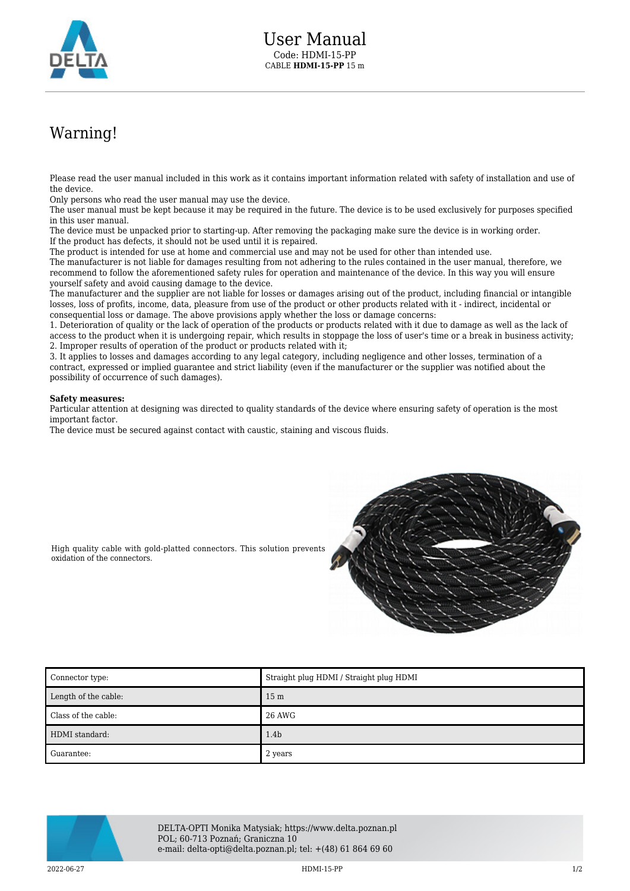# User Manual

Code: HDMI-15-PP

CABLE **HDMI-15-PP** 15 m

## Warning!

Please read the user manual included in this work as it contains important information related with safety of installation and use of the device.
Only persons who read the user manual may use the device.
The user manual must be kept because it may be required in the future. The device is to be used exclusively for purposes specified in this user manual.
The device must be unpacked prior to starting-up. After removing the packaging make sure the device is in working order.
If the product has defects, it should not be used until it is repaired.
The product is intended for use at home and commercial use and may not be used for other than intended use.
The manufacturer is not liable for damages resulting from not adhering to the rules contained in the user manual, therefore, we recommend to follow the aforementioned safety rules for operation and maintenance of the device. In this way you will ensure yourself safety and avoid causing damage to the device.
The manufacturer and the supplier are not liable for losses or damages arising out of the product, including financial or intangible losses, loss of profits, income, data, pleasure from use of the product or other products related with it - indirect, incidental or consequential loss or damage. The above provisions apply whether the loss or damage concerns:
1. Deterioration of quality or the lack of operation of the products or products related with it due to damage as well as the lack of access to the product when it is undergoing repair, which results in stoppage the loss of user's time or a break in business activity;
2. Improper results of operation of the product or products related with it;
3. It applies to losses and damages according to any legal category, including negligence and other losses, termination of a contract, expressed or implied guarantee and strict liability (even if the manufacturer or the supplier was notified about the possibility of occurrence of such damages).

**Safety measures:**
Particular attention at designing was directed to quality standards of the device where ensuring safety of operation is the most important factor.
The device must be secured against contact with caustic, staining and viscous fluids.

High quality cable with gold-platted connectors. This solution prevents oxidation of the connectors.

| Connector type: | Straight plug HDMI / Straight plug HDMI |
|---|---|
| Length of the cable: | 15 m |
| Class of the cable: | 26 AWG |
| HDMI standard: | 1.4b |
| Guarantee: | 2 years |

DELTA-OPTI Monika Matysiak; https://www.delta.poznan.pl
POL; 60-713 Poznań; Graniczna 10
e-mail: delta-opti@delta.poznan.pl; tel: +(48) 61 864 69 60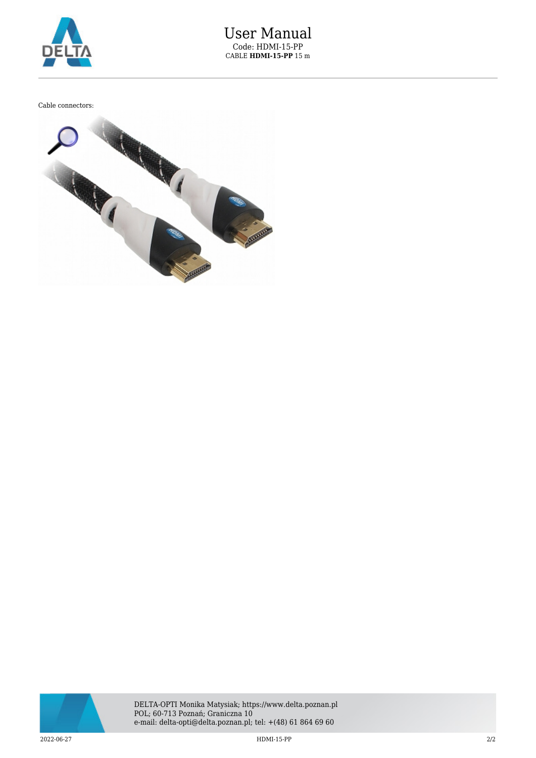Cable connectors: